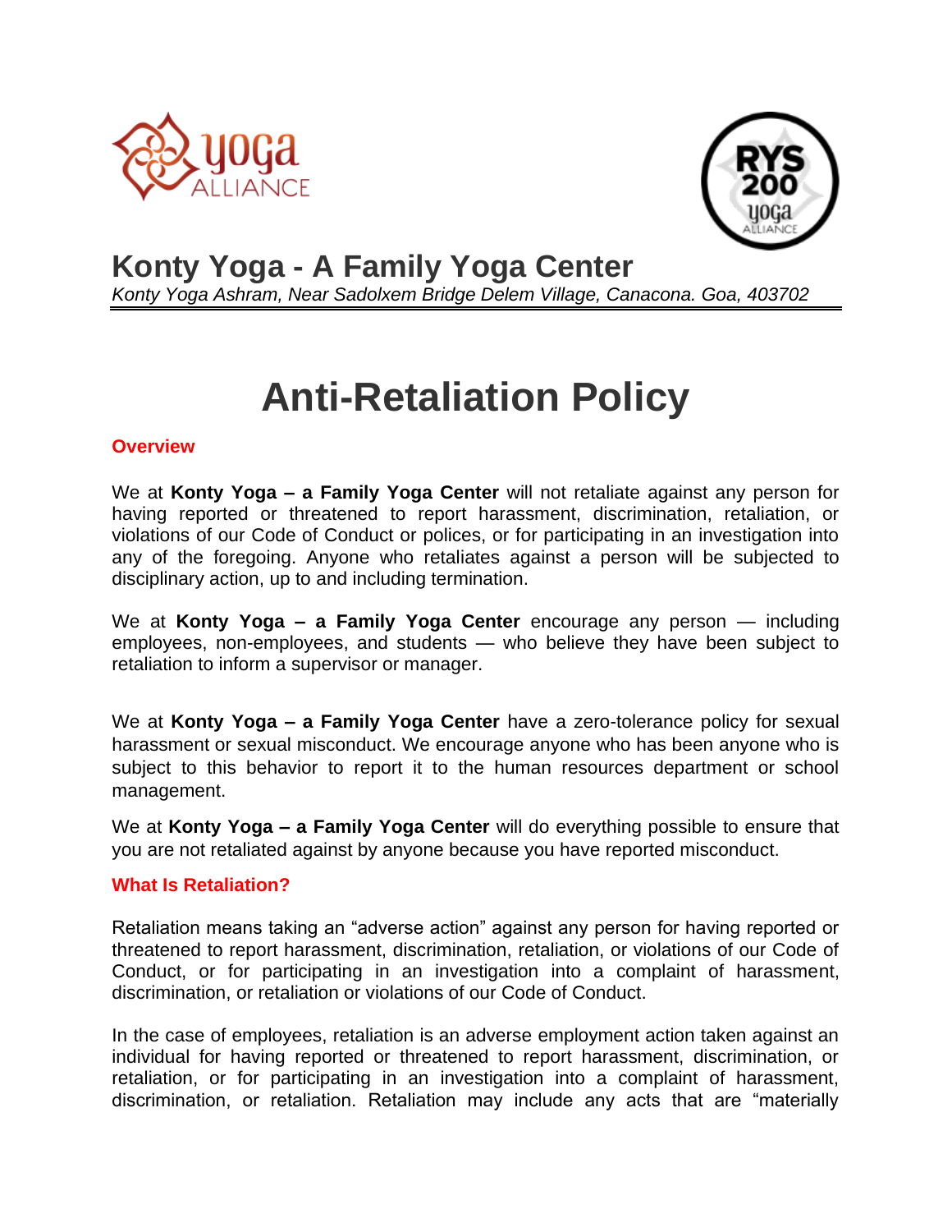# Konty Yoga - A Family Yoga Center

*Konty Yoga Ashram, Near Sadolxem Bridge Delem Village, Canacona. Goa, 403702*

# Anti-Retaliation Policy

## Overview

We at **Konty Yoga – a Family Yoga Center** will not retaliate against any person for having reported or threatened to report harassment, discrimination, retaliation, or violations of our Code of Conduct or polices, or for participating in an investigation into any of the foregoing. Anyone who retaliates against a person will be subjected to disciplinary action, up to and including termination.

We at **Konty Yoga – a Family Yoga Center** encourage any person — including employees, non-employees, and students — who believe they have been subject to retaliation to inform a supervisor or manager.

We at **Konty Yoga – a Family Yoga Center** have a zero-tolerance policy for sexual harassment or sexual misconduct. We encourage anyone who has been anyone who is subject to this behavior to report it to the human resources department or school management.

We at **Konty Yoga – a Family Yoga Center** will do everything possible to ensure that you are not retaliated against by anyone because you have reported misconduct.

## What Is Retaliation?

Retaliation means taking an "adverse action" against any person for having reported or threatened to report harassment, discrimination, retaliation, or violations of our Code of Conduct, or for participating in an investigation into a complaint of harassment, discrimination, or retaliation or violations of our Code of Conduct.

In the case of employees, retaliation is an adverse employment action taken against an individual for having reported or threatened to report harassment, discrimination, or retaliation, or for participating in an investigation into a complaint of harassment, discrimination, or retaliation. Retaliation may include any acts that are "materially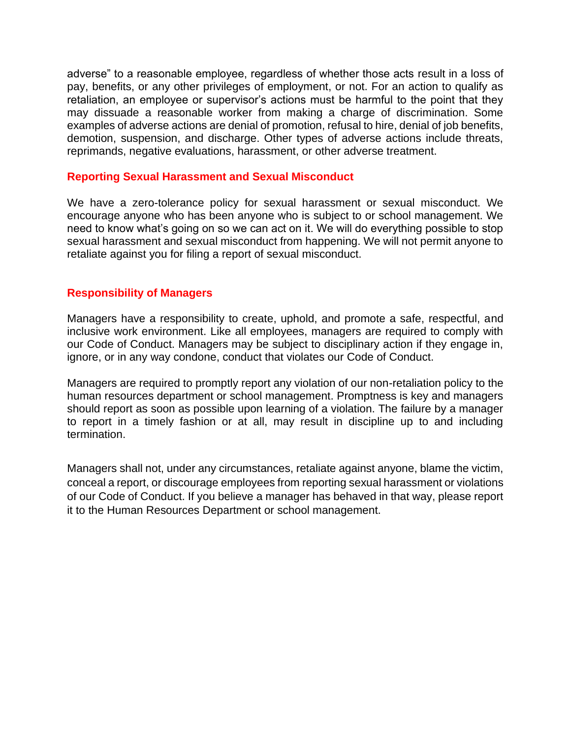adverse" to a reasonable employee, regardless of whether those acts result in a loss of pay, benefits, or any other privileges of employment, or not. For an action to qualify as retaliation, an employee or supervisor's actions must be harmful to the point that they may dissuade a reasonable worker from making a charge of discrimination. Some examples of adverse actions are denial of promotion, refusal to hire, denial of job benefits, demotion, suspension, and discharge. Other types of adverse actions include threats, reprimands, negative evaluations, harassment, or other adverse treatment.

## Reporting Sexual Harassment and Sexual Misconduct

We have a zero-tolerance policy for sexual harassment or sexual misconduct. We encourage anyone who has been anyone who is subject to or school management. We need to know what's going on so we can act on it. We will do everything possible to stop sexual harassment and sexual misconduct from happening. We will not permit anyone to retaliate against you for filing a report of sexual misconduct.

## Responsibility of Managers

Managers have a responsibility to create, uphold, and promote a safe, respectful, and inclusive work environment. Like all employees, managers are required to comply with our Code of Conduct. Managers may be subject to disciplinary action if they engage in, ignore, or in any way condone, conduct that violates our Code of Conduct.

Managers are required to promptly report any violation of our non-retaliation policy to the human resources department or school management. Promptness is key and managers should report as soon as possible upon learning of a violation. The failure by a manager to report in a timely fashion or at all, may result in discipline up to and including termination.

Managers shall not, under any circumstances, retaliate against anyone, blame the victim, conceal a report, or discourage employees from reporting sexual harassment or violations of our Code of Conduct. If you believe a manager has behaved in that way, please report it to the Human Resources Department or school management.